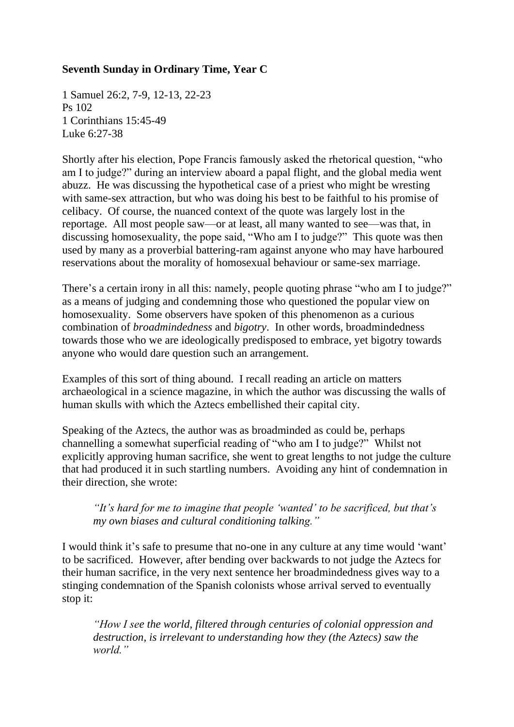**Seventh Sunday in Ordinary Time, Year C**

1 Samuel 26:2, 7-9, 12-13, 22-23
Ps 102
1 Corinthians 15:45-49
Luke 6:27-38

Shortly after his election, Pope Francis famously asked the rhetorical question, "who am I to judge?" during an interview aboard a papal flight, and the global media went abuzz. He was discussing the hypothetical case of a priest who might be wresting with same-sex attraction, but who was doing his best to be faithful to his promise of celibacy. Of course, the nuanced context of the quote was largely lost in the reportage. All most people saw—or at least, all many wanted to see—was that, in discussing homosexuality, the pope said, "Who am I to judge?" This quote was then used by many as a proverbial battering-ram against anyone who may have harboured reservations about the morality of homosexual behaviour or same-sex marriage.

There's a certain irony in all this: namely, people quoting phrase "who am I to judge?" as a means of judging and condemning those who questioned the popular view on homosexuality. Some observers have spoken of this phenomenon as a curious combination of *broadmindedness* and *bigotry*. In other words, broadmindedness towards those who we are ideologically predisposed to embrace, yet bigotry towards anyone who would dare question such an arrangement.

Examples of this sort of thing abound. I recall reading an article on matters archaeological in a science magazine, in which the author was discussing the walls of human skulls with which the Aztecs embellished their capital city.

Speaking of the Aztecs, the author was as broadminded as could be, perhaps channelling a somewhat superficial reading of "who am I to judge?" Whilst not explicitly approving human sacrifice, she went to great lengths to not judge the culture that had produced it in such startling numbers. Avoiding any hint of condemnation in their direction, she wrote:

> *"It's hard for me to imagine that people 'wanted' to be sacrificed, but that's my own biases and cultural conditioning talking."*

I would think it's safe to presume that no-one in any culture at any time would 'want' to be sacrificed. However, after bending over backwards to not judge the Aztecs for their human sacrifice, in the very next sentence her broadmindedness gives way to a stinging condemnation of the Spanish colonists whose arrival served to eventually stop it:

> *"How I see the world, filtered through centuries of colonial oppression and destruction, is irrelevant to understanding how they (the Aztecs) saw the world."*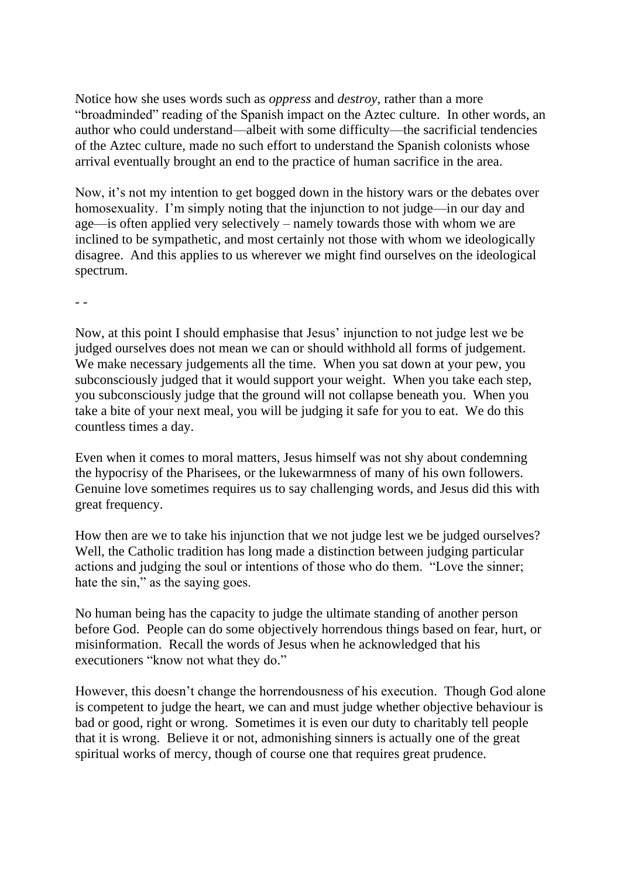Notice how she uses words such as *oppress* and *destroy*, rather than a more "broadminded" reading of the Spanish impact on the Aztec culture. In other words, an author who could understand—albeit with some difficulty—the sacrificial tendencies of the Aztec culture, made no such effort to understand the Spanish colonists whose arrival eventually brought an end to the practice of human sacrifice in the area.

Now, it's not my intention to get bogged down in the history wars or the debates over homosexuality. I'm simply noting that the injunction to not judge—in our day and age—is often applied very selectively – namely towards those with whom we are inclined to be sympathetic, and most certainly not those with whom we ideologically disagree. And this applies to us wherever we might find ourselves on the ideological spectrum.

- -

Now, at this point I should emphasise that Jesus' injunction to not judge lest we be judged ourselves does not mean we can or should withhold all forms of judgement. We make necessary judgements all the time. When you sat down at your pew, you subconsciously judged that it would support your weight. When you take each step, you subconsciously judge that the ground will not collapse beneath you. When you take a bite of your next meal, you will be judging it safe for you to eat. We do this countless times a day.

Even when it comes to moral matters, Jesus himself was not shy about condemning the hypocrisy of the Pharisees, or the lukewarmness of many of his own followers. Genuine love sometimes requires us to say challenging words, and Jesus did this with great frequency.

How then are we to take his injunction that we not judge lest we be judged ourselves? Well, the Catholic tradition has long made a distinction between judging particular actions and judging the soul or intentions of those who do them. "Love the sinner; hate the sin," as the saying goes.

No human being has the capacity to judge the ultimate standing of another person before God. People can do some objectively horrendous things based on fear, hurt, or misinformation. Recall the words of Jesus when he acknowledged that his executioners "know not what they do."

However, this doesn't change the horrendousness of his execution. Though God alone is competent to judge the heart, we can and must judge whether objective behaviour is bad or good, right or wrong. Sometimes it is even our duty to charitably tell people that it is wrong. Believe it or not, admonishing sinners is actually one of the great spiritual works of mercy, though of course one that requires great prudence.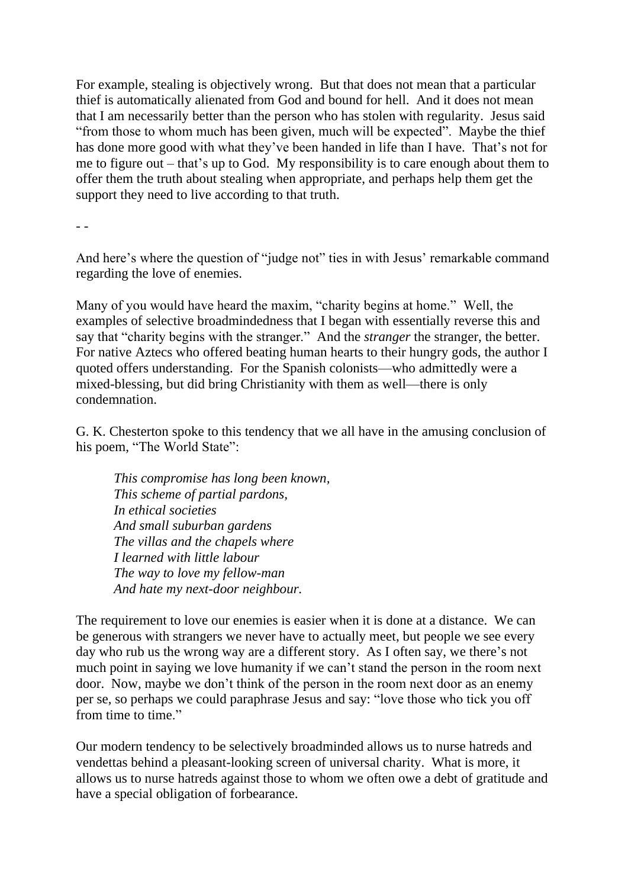For example, stealing is objectively wrong. But that does not mean that a particular thief is automatically alienated from God and bound for hell. And it does not mean that I am necessarily better than the person who has stolen with regularity. Jesus said "from those to whom much has been given, much will be expected". Maybe the thief has done more good with what they've been handed in life than I have. That's not for me to figure out – that's up to God. My responsibility is to care enough about them to offer them the truth about stealing when appropriate, and perhaps help them get the support they need to live according to that truth.

- -

And here's where the question of "judge not" ties in with Jesus' remarkable command regarding the love of enemies.

Many of you would have heard the maxim, "charity begins at home." Well, the examples of selective broadmindedness that I began with essentially reverse this and say that "charity begins with the stranger." And the *stranger* the stranger, the better. For native Aztecs who offered beating human hearts to their hungry gods, the author I quoted offers understanding. For the Spanish colonists—who admittedly were a mixed-blessing, but did bring Christianity with them as well—there is only condemnation.

G. K. Chesterton spoke to this tendency that we all have in the amusing conclusion of his poem, "The World State":

> *This compromise has long been known,*
> *This scheme of partial pardons,*
> *In ethical societies*
> *And small suburban gardens*
> *The villas and the chapels where*
> *I learned with little labour*
> *The way to love my fellow-man*
> *And hate my next-door neighbour.*

The requirement to love our enemies is easier when it is done at a distance. We can be generous with strangers we never have to actually meet, but people we see every day who rub us the wrong way are a different story. As I often say, we there's not much point in saying we love humanity if we can't stand the person in the room next door. Now, maybe we don't think of the person in the room next door as an enemy per se, so perhaps we could paraphrase Jesus and say: "love those who tick you off from time to time."

Our modern tendency to be selectively broadminded allows us to nurse hatreds and vendettas behind a pleasant-looking screen of universal charity. What is more, it allows us to nurse hatreds against those to whom we often owe a debt of gratitude and have a special obligation of forbearance.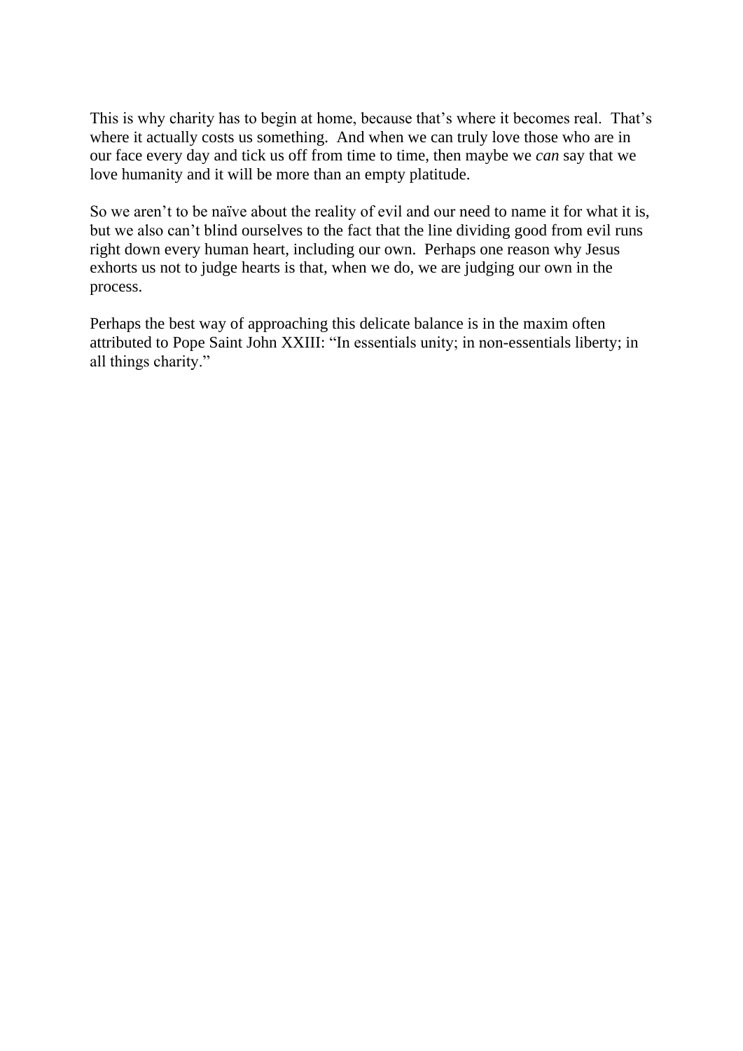This is why charity has to begin at home, because that's where it becomes real. That's where it actually costs us something. And when we can truly love those who are in our face every day and tick us off from time to time, then maybe we *can* say that we love humanity and it will be more than an empty platitude.

So we aren't to be naïve about the reality of evil and our need to name it for what it is, but we also can't blind ourselves to the fact that the line dividing good from evil runs right down every human heart, including our own. Perhaps one reason why Jesus exhorts us not to judge hearts is that, when we do, we are judging our own in the process.

Perhaps the best way of approaching this delicate balance is in the maxim often attributed to Pope Saint John XXIII: "In essentials unity; in non-essentials liberty; in all things charity."